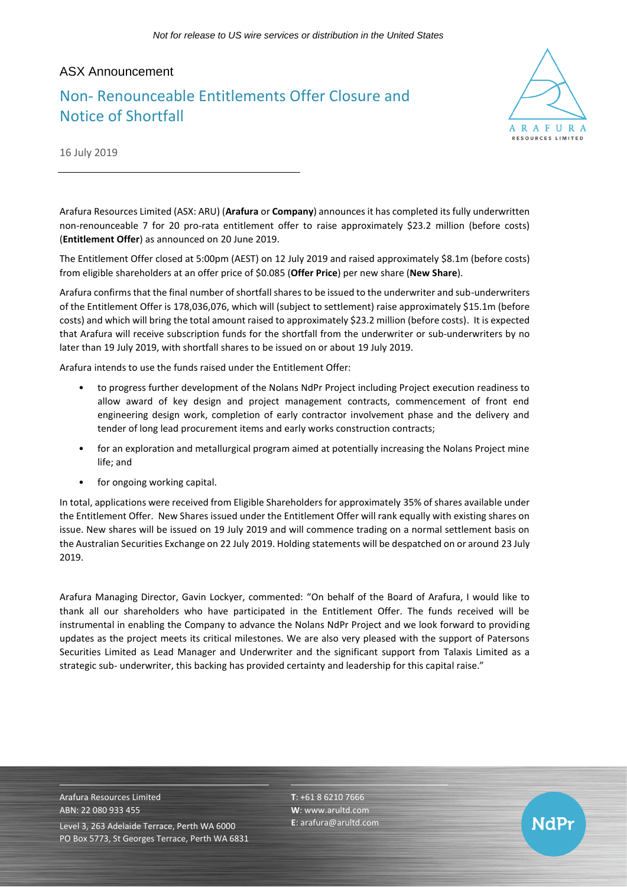*Not for release to US wire services or distribution in the United States*

ASX Announcement

# Non- Renounceable Entitlements Offer Closure and Notice of Shortfall

16 July 2019

Arafura Resources Limited (ASX: ARU) (**Arafura** or **Company**) announces it has completed its fully underwritten non-renounceable 7 for 20 pro-rata entitlement offer to raise approximately $23.2 million (before costs) (**Entitlement Offer**) as announced on 20 June 2019.

The Entitlement Offer closed at 5:00pm (AEST) on 12 July 2019 and raised approximately $8.1m (before costs) from eligible shareholders at an offer price of $0.085 (**Offer Price**) per new share (**New Share**).

Arafura confirms that the final number of shortfall shares to be issued to the underwriter and sub-underwriters of the Entitlement Offer is 178,036,076, which will (subject to settlement) raise approximately $15.1m (before costs) and which will bring the total amount raised to approximately $23.2 million (before costs). It is expected that Arafura will receive subscription funds for the shortfall from the underwriter or sub-underwriters by no later than 19 July 2019, with shortfall shares to be issued on or about 19 July 2019.

Arafura intends to use the funds raised under the Entitlement Offer:

- to progress further development of the Nolans NdPr Project including Project execution readiness to allow award of key design and project management contracts, commencement of front end engineering design work, completion of early contractor involvement phase and the delivery and tender of long lead procurement items and early works construction contracts;
- for an exploration and metallurgical program aimed at potentially increasing the Nolans Project mine life; and
- for ongoing working capital.

In total, applications were received from Eligible Shareholders for approximately 35% of shares available under the Entitlement Offer. New Shares issued under the Entitlement Offer will rank equally with existing shares on issue. New shares will be issued on 19 July 2019 and will commence trading on a normal settlement basis on the Australian Securities Exchange on 22 July 2019. Holding statements will be despatched on or around 23 July 2019.

Arafura Managing Director, Gavin Lockyer, commented: "On behalf of the Board of Arafura, I would like to thank all our shareholders who have participated in the Entitlement Offer. The funds received will be instrumental in enabling the Company to advance the Nolans NdPr Project and we look forward to providing updates as the project meets its critical milestones. We are also very pleased with the support of Patersons Securities Limited as Lead Manager and Underwriter and the significant support from Talaxis Limited as a strategic sub- underwriter, this backing has provided certainty and leadership for this capital raise."

Arafura Resources Limited
ABN: 22 080 933 455
Level 3, 263 Adelaide Terrace, Perth WA 6000
PO Box 5773, St Georges Terrace, Perth WA 6831

**T**: +61 8 6210 7666
**W**: www.arultd.com
**E**: arafura@arultd.com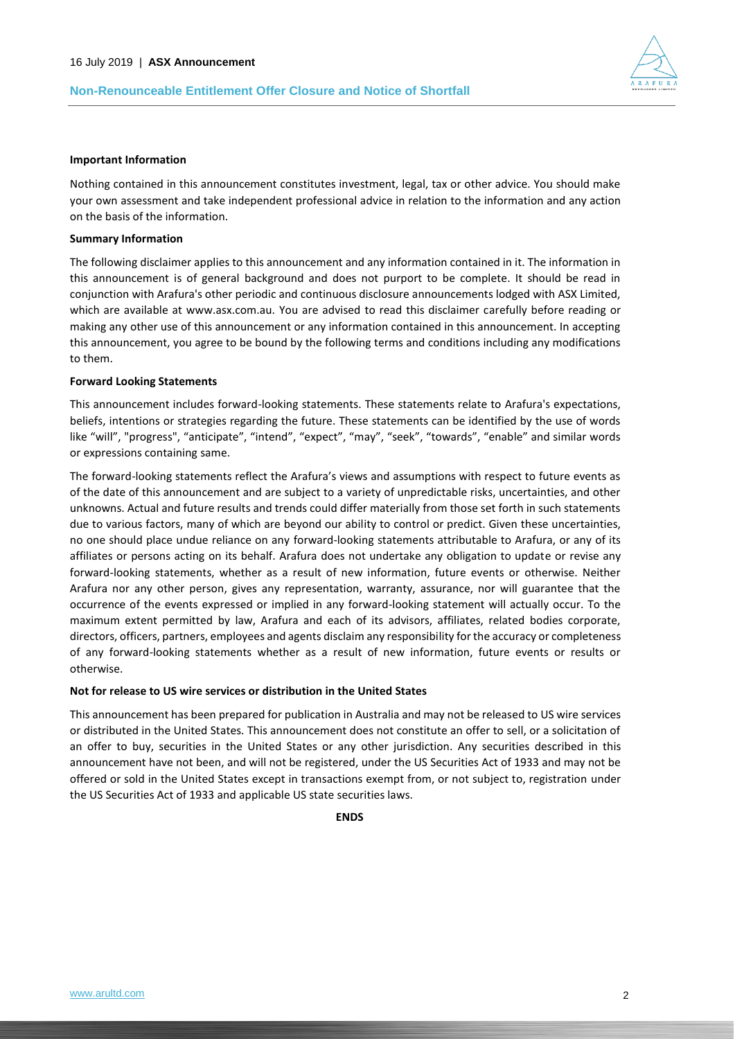**Important Information**

Nothing contained in this announcement constitutes investment, legal, tax or other advice. You should make your own assessment and take independent professional advice in relation to the information and any action on the basis of the information.

**Summary Information**

The following disclaimer applies to this announcement and any information contained in it. The information in this announcement is of general background and does not purport to be complete. It should be read in conjunction with Arafura's other periodic and continuous disclosure announcements lodged with ASX Limited, which are available at www.asx.com.au. You are advised to read this disclaimer carefully before reading or making any other use of this announcement or any information contained in this announcement. In accepting this announcement, you agree to be bound by the following terms and conditions including any modifications to them.

**Forward Looking Statements**

This announcement includes forward-looking statements. These statements relate to Arafura's expectations, beliefs, intentions or strategies regarding the future. These statements can be identified by the use of words like "will", "progress", "anticipate", "intend", "expect", "may", "seek", "towards", "enable" and similar words or expressions containing same.

The forward-looking statements reflect the Arafura's views and assumptions with respect to future events as of the date of this announcement and are subject to a variety of unpredictable risks, uncertainties, and other unknowns. Actual and future results and trends could differ materially from those set forth in such statements due to various factors, many of which are beyond our ability to control or predict. Given these uncertainties, no one should place undue reliance on any forward-looking statements attributable to Arafura, or any of its affiliates or persons acting on its behalf. Arafura does not undertake any obligation to update or revise any forward-looking statements, whether as a result of new information, future events or otherwise. Neither Arafura nor any other person, gives any representation, warranty, assurance, nor will guarantee that the occurrence of the events expressed or implied in any forward-looking statement will actually occur. To the maximum extent permitted by law, Arafura and each of its advisors, affiliates, related bodies corporate, directors, officers, partners, employees and agents disclaim any responsibility for the accuracy or completeness of any forward-looking statements whether as a result of new information, future events or results or otherwise.

**Not for release to US wire services or distribution in the United States**

This announcement has been prepared for publication in Australia and may not be released to US wire services or distributed in the United States. This announcement does not constitute an offer to sell, or a solicitation of an offer to buy, securities in the United States or any other jurisdiction. Any securities described in this announcement have not been, and will not be registered, under the US Securities Act of 1933 and may not be offered or sold in the United States except in transactions exempt from, or not subject to, registration under the US Securities Act of 1933 and applicable US state securities laws.

**ENDS**